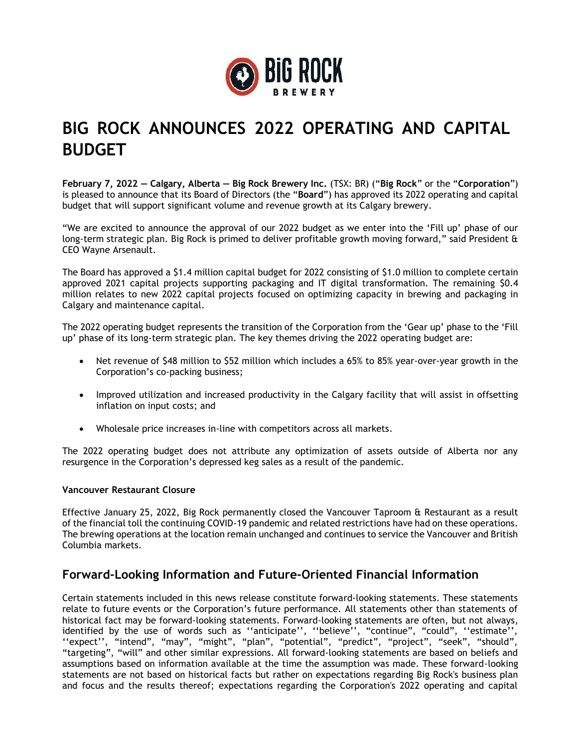# BIG ROCK ANNOUNCES 2022 OPERATING AND CAPITAL BUDGET

**February 7, 2022 — Calgary, Alberta — Big Rock Brewery Inc.** (TSX: BR) ("**Big Rock**" or the "**Corporation**") is pleased to announce that its Board of Directors (the "**Board**") has approved its 2022 operating and capital budget that will support significant volume and revenue growth at its Calgary brewery.

"We are excited to announce the approval of our 2022 budget as we enter into the 'Fill up' phase of our long-term strategic plan. Big Rock is primed to deliver profitable growth moving forward," said President & CEO Wayne Arsenault.

The Board has approved a $1.4 million capital budget for 2022 consisting of $1.0 million to complete certain approved 2021 capital projects supporting packaging and IT digital transformation. The remaining $0.4 million relates to new 2022 capital projects focused on optimizing capacity in brewing and packaging in Calgary and maintenance capital.

The 2022 operating budget represents the transition of the Corporation from the 'Gear up' phase to the 'Fill up' phase of its long-term strategic plan. The key themes driving the 2022 operating budget are:

- Net revenue of $48 million to $52 million which includes a 65% to 85% year-over-year growth in the Corporation's co-packing business;
- Improved utilization and increased productivity in the Calgary facility that will assist in offsetting inflation on input costs; and
- Wholesale price increases in-line with competitors across all markets.

The 2022 operating budget does not attribute any optimization of assets outside of Alberta nor any resurgence in the Corporation's depressed keg sales as a result of the pandemic.

**Vancouver Restaurant Closure**

Effective January 25, 2022, Big Rock permanently closed the Vancouver Taproom & Restaurant as a result of the financial toll the continuing COVID-19 pandemic and related restrictions have had on these operations. The brewing operations at the location remain unchanged and continues to service the Vancouver and British Columbia markets.

## Forward-Looking Information and Future-Oriented Financial Information

Certain statements included in this news release constitute forward-looking statements. These statements relate to future events or the Corporation's future performance. All statements other than statements of historical fact may be forward-looking statements. Forward-looking statements are often, but not always, identified by the use of words such as ''anticipate'', ''believe'', "continue", "could", ''estimate'', ''expect'', "intend", "may", "might", "plan", "potential", "predict", "project", "seek", "should", "targeting", "will" and other similar expressions. All forward-looking statements are based on beliefs and assumptions based on information available at the time the assumption was made. These forward-looking statements are not based on historical facts but rather on expectations regarding Big Rock's business plan and focus and the results thereof; expectations regarding the Corporation's 2022 operating and capital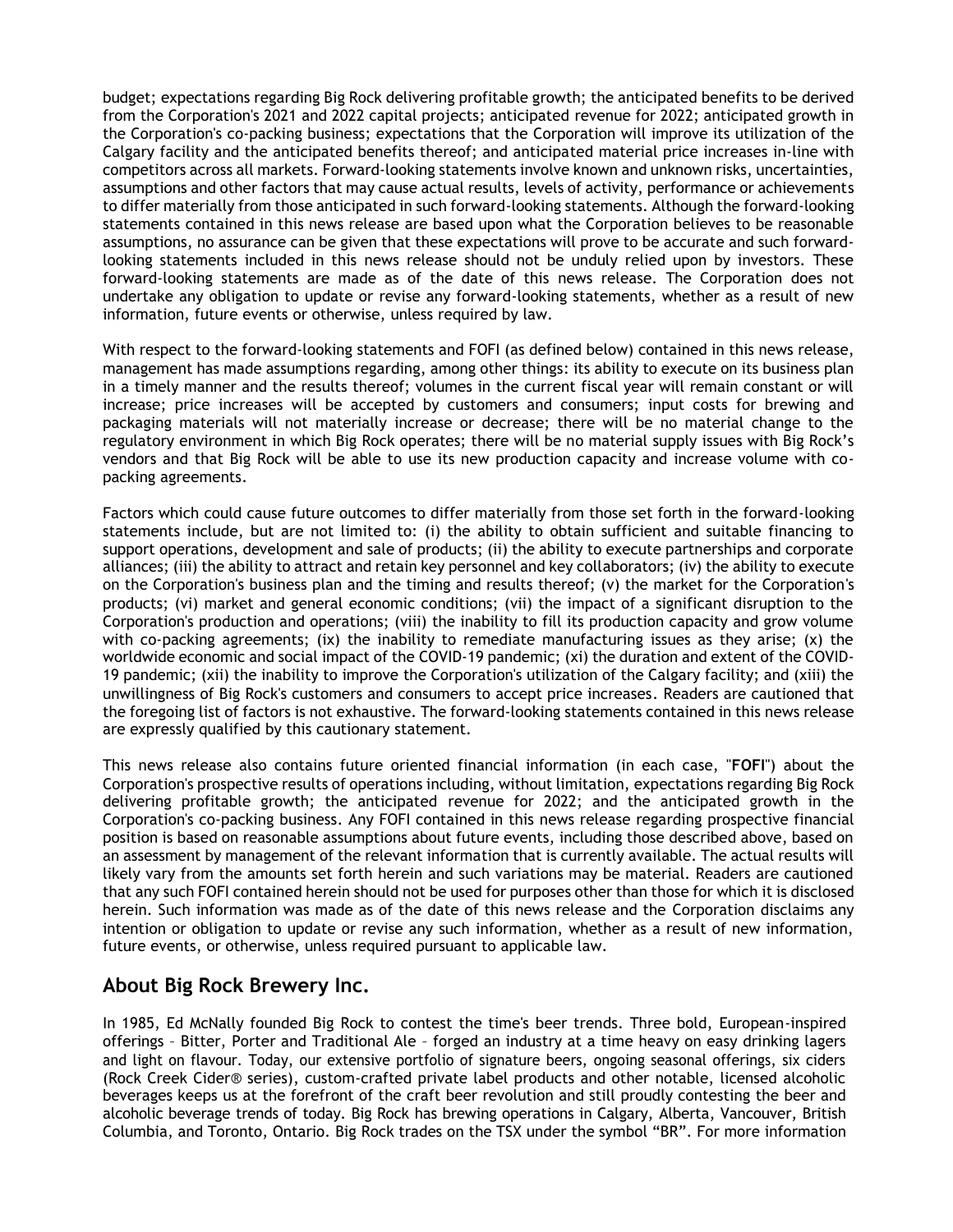budget; expectations regarding Big Rock delivering profitable growth; the anticipated benefits to be derived from the Corporation's 2021 and 2022 capital projects; anticipated revenue for 2022; anticipated growth in the Corporation's co-packing business; expectations that the Corporation will improve its utilization of the Calgary facility and the anticipated benefits thereof; and anticipated material price increases in-line with competitors across all markets. Forward-looking statements involve known and unknown risks, uncertainties, assumptions and other factors that may cause actual results, levels of activity, performance or achievements to differ materially from those anticipated in such forward-looking statements. Although the forward-looking statements contained in this news release are based upon what the Corporation believes to be reasonable assumptions, no assurance can be given that these expectations will prove to be accurate and such forward-looking statements included in this news release should not be unduly relied upon by investors. These forward-looking statements are made as of the date of this news release. The Corporation does not undertake any obligation to update or revise any forward-looking statements, whether as a result of new information, future events or otherwise, unless required by law.

With respect to the forward-looking statements and FOFI (as defined below) contained in this news release, management has made assumptions regarding, among other things: its ability to execute on its business plan in a timely manner and the results thereof; volumes in the current fiscal year will remain constant or will increase; price increases will be accepted by customers and consumers; input costs for brewing and packaging materials will not materially increase or decrease; there will be no material change to the regulatory environment in which Big Rock operates; there will be no material supply issues with Big Rock's vendors and that Big Rock will be able to use its new production capacity and increase volume with co-packing agreements.

Factors which could cause future outcomes to differ materially from those set forth in the forward-looking statements include, but are not limited to: (i) the ability to obtain sufficient and suitable financing to support operations, development and sale of products; (ii) the ability to execute partnerships and corporate alliances; (iii) the ability to attract and retain key personnel and key collaborators; (iv) the ability to execute on the Corporation's business plan and the timing and results thereof; (v) the market for the Corporation's products; (vi) market and general economic conditions; (vii) the impact of a significant disruption to the Corporation's production and operations; (viii) the inability to fill its production capacity and grow volume with co-packing agreements; (ix) the inability to remediate manufacturing issues as they arise; (x) the worldwide economic and social impact of the COVID-19 pandemic; (xi) the duration and extent of the COVID-19 pandemic; (xii) the inability to improve the Corporation's utilization of the Calgary facility; and (xiii) the unwillingness of Big Rock's customers and consumers to accept price increases. Readers are cautioned that the foregoing list of factors is not exhaustive. The forward-looking statements contained in this news release are expressly qualified by this cautionary statement.

This news release also contains future oriented financial information (in each case, "**FOFI**") about the Corporation's prospective results of operations including, without limitation, expectations regarding Big Rock delivering profitable growth; the anticipated revenue for 2022; and the anticipated growth in the Corporation's co-packing business. Any FOFI contained in this news release regarding prospective financial position is based on reasonable assumptions about future events, including those described above, based on an assessment by management of the relevant information that is currently available. The actual results will likely vary from the amounts set forth herein and such variations may be material. Readers are cautioned that any such FOFI contained herein should not be used for purposes other than those for which it is disclosed herein. Such information was made as of the date of this news release and the Corporation disclaims any intention or obligation to update or revise any such information, whether as a result of new information, future events, or otherwise, unless required pursuant to applicable law.

## About Big Rock Brewery Inc.

In 1985, Ed McNally founded Big Rock to contest the time's beer trends. Three bold, European-inspired offerings – Bitter, Porter and Traditional Ale – forged an industry at a time heavy on easy drinking lagers and light on flavour. Today, our extensive portfolio of signature beers, ongoing seasonal offerings, six ciders (Rock Creek Cider® series), custom-crafted private label products and other notable, licensed alcoholic beverages keeps us at the forefront of the craft beer revolution and still proudly contesting the beer and alcoholic beverage trends of today. Big Rock has brewing operations in Calgary, Alberta, Vancouver, British Columbia, and Toronto, Ontario. Big Rock trades on the TSX under the symbol "BR". For more information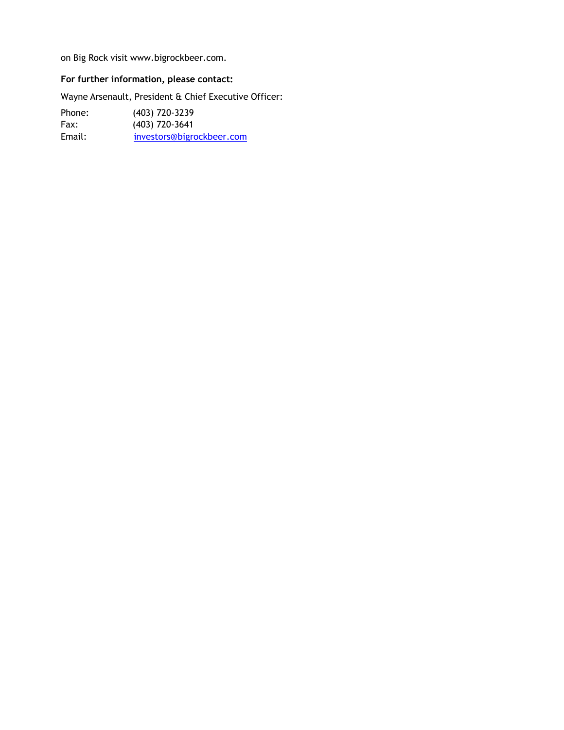on Big Rock visit www.bigrockbeer.com.

**For further information, please contact:**

Wayne Arsenault, President & Chief Executive Officer:

Phone: (403) 720-3239
Fax: (403) 720-3641
Email: investors@bigrockbeer.com